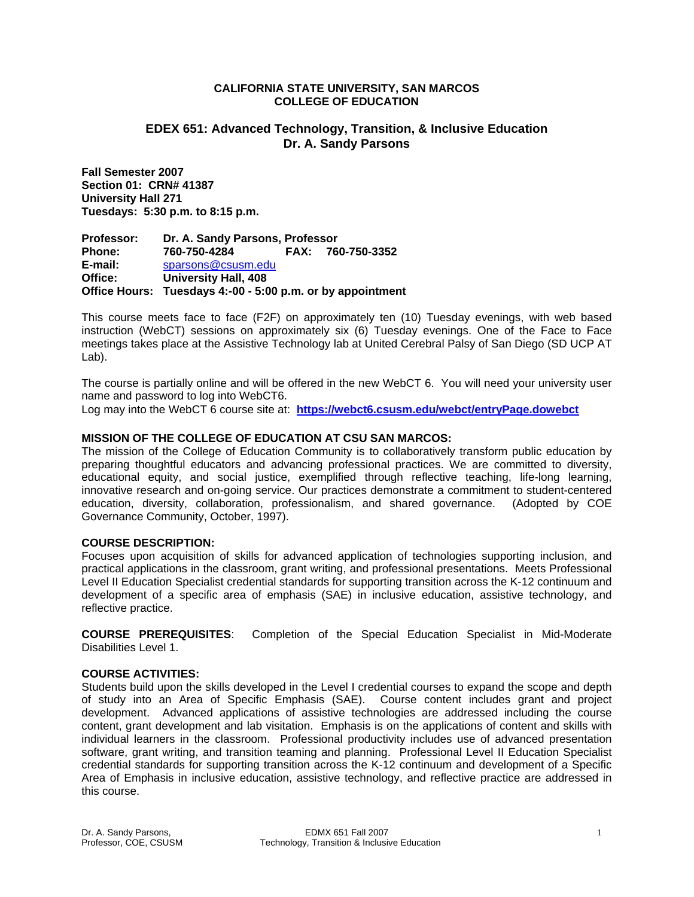**CALIFORNIA STATE UNIVERSITY, SAN MARCOS**
**COLLEGE OF EDUCATION**

# EDEX 651: Advanced Technology, Transition, & Inclusive Education
## Dr. A. Sandy Parsons

**Fall Semester 2007**
**Section 01: CRN# 41387**
**University Hall 271**
**Tuesdays: 5:30 p.m. to 8:15 p.m.**

**Professor:** Dr. A. Sandy Parsons, Professor
**Phone:** 760-750-4284 **FAX:** 760-750-3352
**E-mail:** sparsons@csusm.edu
**Office:** University Hall, 408
**Office Hours:** Tuesdays 4:-00 - 5:00 p.m. or by appointment

This course meets face to face (F2F) on approximately ten (10) Tuesday evenings, with web based instruction (WebCT) sessions on approximately six (6) Tuesday evenings. One of the Face to Face meetings takes place at the Assistive Technology lab at United Cerebral Palsy of San Diego (SD UCP AT Lab).

The course is partially online and will be offered in the new WebCT 6. You will need your university user name and password to log into WebCT6.
Log may into the WebCT 6 course site at: **https://webct6.csusm.edu/webct/entryPage.dowebct**

**MISSION OF THE COLLEGE OF EDUCATION AT CSU SAN MARCOS:**
The mission of the College of Education Community is to collaboratively transform public education by preparing thoughtful educators and advancing professional practices. We are committed to diversity, educational equity, and social justice, exemplified through reflective teaching, life-long learning, innovative research and on-going service. Our practices demonstrate a commitment to student-centered education, diversity, collaboration, professionalism, and shared governance. (Adopted by COE Governance Community, October, 1997).

**COURSE DESCRIPTION:**
Focuses upon acquisition of skills for advanced application of technologies supporting inclusion, and practical applications in the classroom, grant writing, and professional presentations. Meets Professional Level II Education Specialist credential standards for supporting transition across the K-12 continuum and development of a specific area of emphasis (SAE) in inclusive education, assistive technology, and reflective practice.

**COURSE PREREQUISITES**: Completion of the Special Education Specialist in Mid-Moderate Disabilities Level 1.

**COURSE ACTIVITIES:**
Students build upon the skills developed in the Level I credential courses to expand the scope and depth of study into an Area of Specific Emphasis (SAE). Course content includes grant and project development. Advanced applications of assistive technologies are addressed including the course content, grant development and lab visitation. Emphasis is on the applications of content and skills with individual learners in the classroom. Professional productivity includes use of advanced presentation software, grant writing, and transition teaming and planning. Professional Level II Education Specialist credential standards for supporting transition across the K-12 continuum and development of a Specific Area of Emphasis in inclusive education, assistive technology, and reflective practice are addressed in this course.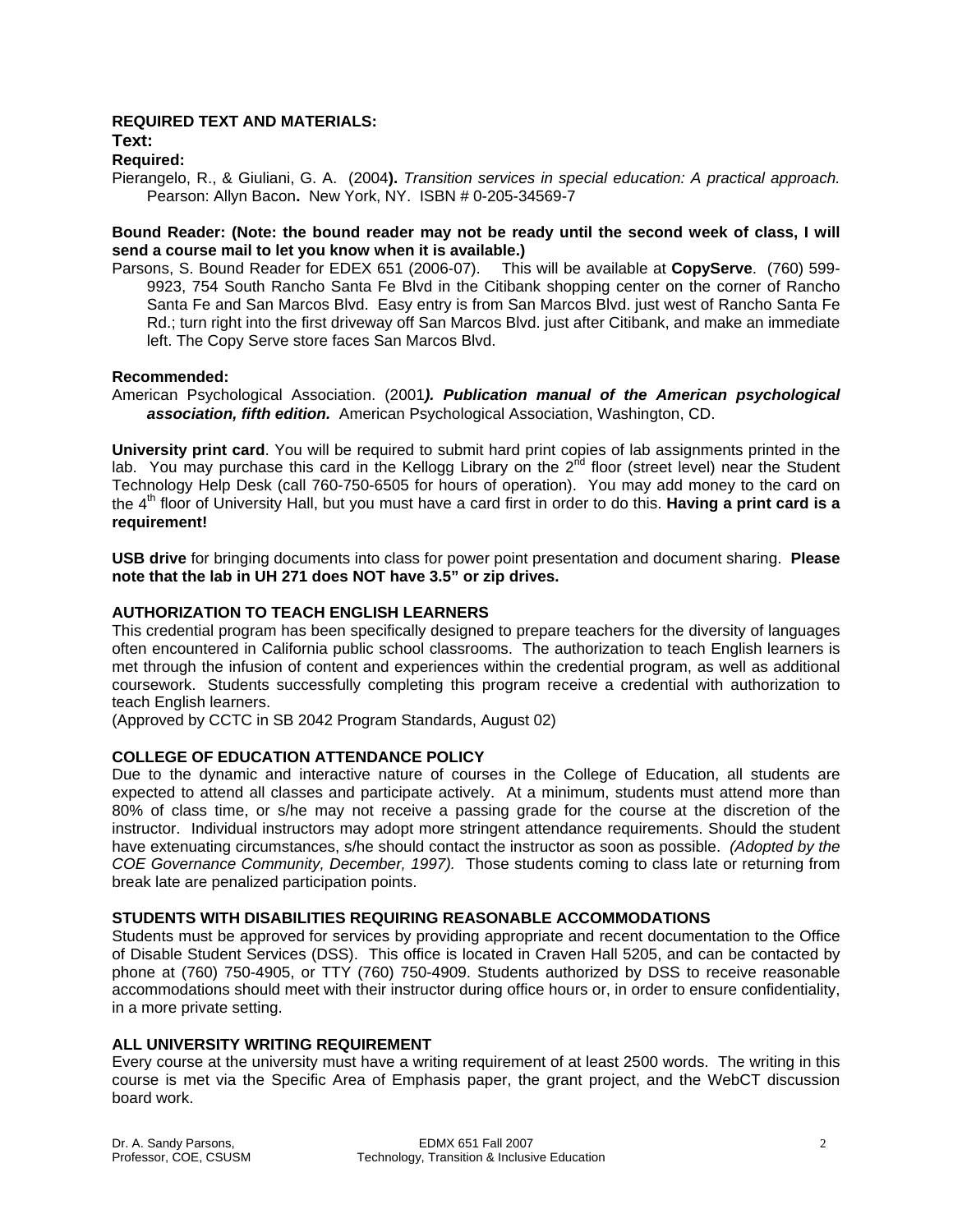## REQUIRED TEXT AND MATERIALS:

### Text:

**Required:**

Pierangelo, R., & Giuliani, G. A. (2004**).** *Transition services in special education: A practical approach.* Pearson: Allyn Bacon**.** New York, NY. ISBN # 0-205-34569-7

**Bound Reader: (Note: the bound reader may not be ready until the second week of class, I will send a course mail to let you know when it is available.)**

Parsons, S. Bound Reader for EDEX 651 (2006-07). This will be available at **CopyServe**. (760) 599-9923, 754 South Rancho Santa Fe Blvd in the Citibank shopping center on the corner of Rancho Santa Fe and San Marcos Blvd. Easy entry is from San Marcos Blvd. just west of Rancho Santa Fe Rd.; turn right into the first driveway off San Marcos Blvd. just after Citibank, and make an immediate left. The Copy Serve store faces San Marcos Blvd.

**Recommended:**

American Psychological Association. (2001***). Publication manual of the American psychological association, fifth edition.*** American Psychological Association, Washington, CD.

**University print card**. You will be required to submit hard print copies of lab assignments printed in the lab. You may purchase this card in the Kellogg Library on the 2nd floor (street level) near the Student Technology Help Desk (call 760-750-6505 for hours of operation). You may add money to the card on the 4th floor of University Hall, but you must have a card first in order to do this. **Having a print card is a requirement!**

**USB drive** for bringing documents into class for power point presentation and document sharing. **Please note that the lab in UH 271 does NOT have 3.5" or zip drives.**

## AUTHORIZATION TO TEACH ENGLISH LEARNERS

This credential program has been specifically designed to prepare teachers for the diversity of languages often encountered in California public school classrooms. The authorization to teach English learners is met through the infusion of content and experiences within the credential program, as well as additional coursework. Students successfully completing this program receive a credential with authorization to teach English learners.
(Approved by CCTC in SB 2042 Program Standards, August 02)

## COLLEGE OF EDUCATION ATTENDANCE POLICY

Due to the dynamic and interactive nature of courses in the College of Education, all students are expected to attend all classes and participate actively. At a minimum, students must attend more than 80% of class time, or s/he may not receive a passing grade for the course at the discretion of the instructor. Individual instructors may adopt more stringent attendance requirements. Should the student have extenuating circumstances, s/he should contact the instructor as soon as possible. *(Adopted by the COE Governance Community, December, 1997).* Those students coming to class late or returning from break late are penalized participation points.

## STUDENTS WITH DISABILITIES REQUIRING REASONABLE ACCOMMODATIONS

Students must be approved for services by providing appropriate and recent documentation to the Office of Disable Student Services (DSS). This office is located in Craven Hall 5205, and can be contacted by phone at (760) 750-4905, or TTY (760) 750-4909. Students authorized by DSS to receive reasonable accommodations should meet with their instructor during office hours or, in order to ensure confidentiality, in a more private setting.

## ALL UNIVERSITY WRITING REQUIREMENT

Every course at the university must have a writing requirement of at least 2500 words. The writing in this course is met via the Specific Area of Emphasis paper, the grant project, and the WebCT discussion board work.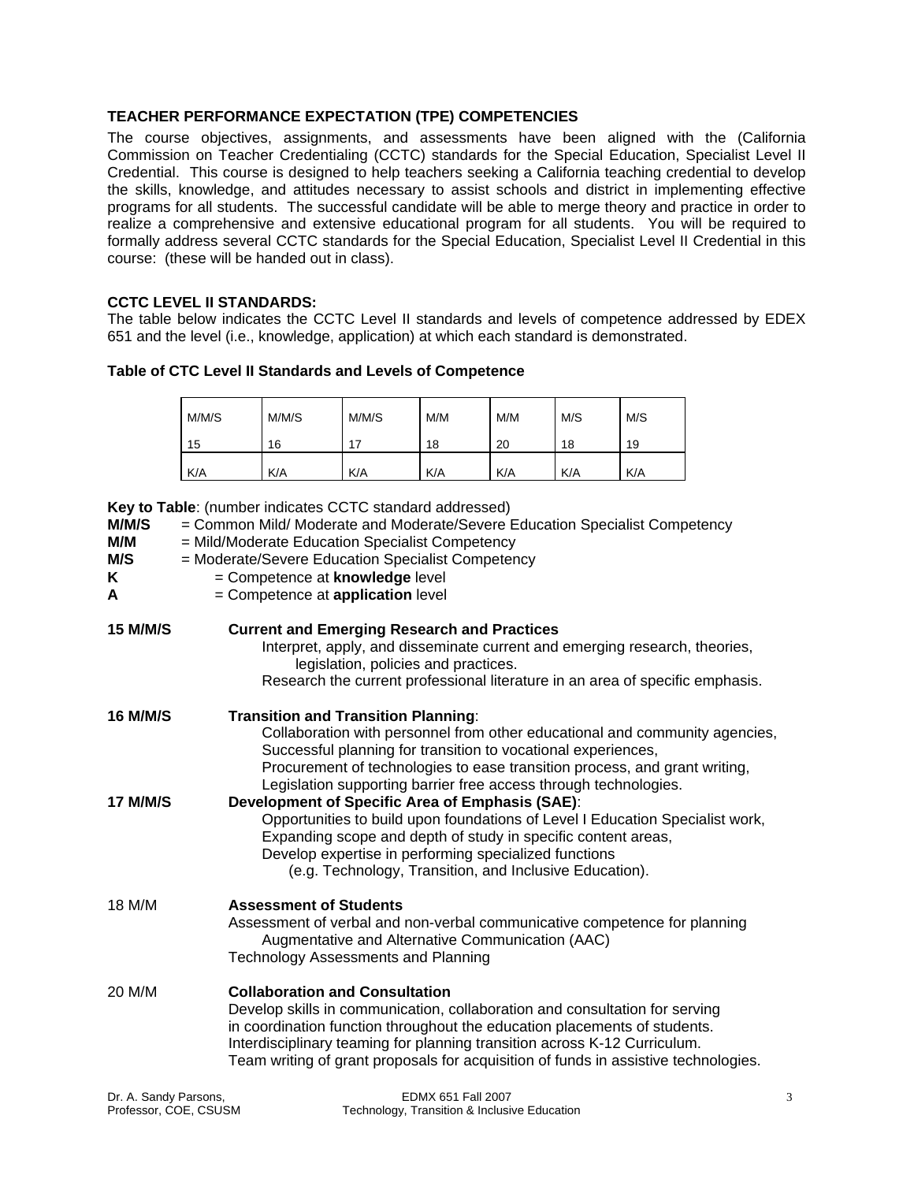**TEACHER PERFORMANCE EXPECTATION (TPE) COMPETENCIES**

The course objectives, assignments, and assessments have been aligned with the (California Commission on Teacher Credentialing (CCTC) standards for the Special Education, Specialist Level II Credential. This course is designed to help teachers seeking a California teaching credential to develop the skills, knowledge, and attitudes necessary to assist schools and district in implementing effective programs for all students. The successful candidate will be able to merge theory and practice in order to realize a comprehensive and extensive educational program for all students. You will be required to formally address several CCTC standards for the Special Education, Specialist Level II Credential in this course: (these will be handed out in class).

**CCTC LEVEL II STANDARDS:**

The table below indicates the CCTC Level II standards and levels of competence addressed by EDEX 651 and the level (i.e., knowledge, application) at which each standard is demonstrated.

**Table of CTC Level II Standards and Levels of Competence**

| M/M/S 15 | M/M/S 16 | M/M/S 17 | M/M 18 | M/M 20 | M/S 18 | M/S 19 |
|---|---|---|---|---|---|---|
| K/A | K/A | K/A | K/A | K/A | K/A | K/A |

**Key to Table**: (number indicates CCTC standard addressed)

**M/M/S** = Common Mild/ Moderate and Moderate/Severe Education Specialist Competency
**M/M** = Mild/Moderate Education Specialist Competency
**M/S** = Moderate/Severe Education Specialist Competency
**K** = Competence at **knowledge** level
**A** = Competence at **application** level

**15 M/M/S** **Current and Emerging Research and Practices**
Interpret, apply, and disseminate current and emerging research, theories, legislation, policies and practices.
Research the current professional literature in an area of specific emphasis.

**16 M/M/S** **Transition and Transition Planning**:
Collaboration with personnel from other educational and community agencies,
Successful planning for transition to vocational experiences,
Procurement of technologies to ease transition process, and grant writing,
Legislation supporting barrier free access through technologies.

**17 M/M/S** **Development of Specific Area of Emphasis (SAE)**:
Opportunities to build upon foundations of Level I Education Specialist work,
Expanding scope and depth of study in specific content areas,
Develop expertise in performing specialized functions
(e.g. Technology, Transition, and Inclusive Education).

18 M/M **Assessment of Students**
Assessment of verbal and non-verbal communicative competence for planning Augmentative and Alternative Communication (AAC)
Technology Assessments and Planning

20 M/M **Collaboration and Consultation**
Develop skills in communication, collaboration and consultation for serving in coordination function throughout the education placements of students.
Interdisciplinary teaming for planning transition across K-12 Curriculum.
Team writing of grant proposals for acquisition of funds in assistive technologies.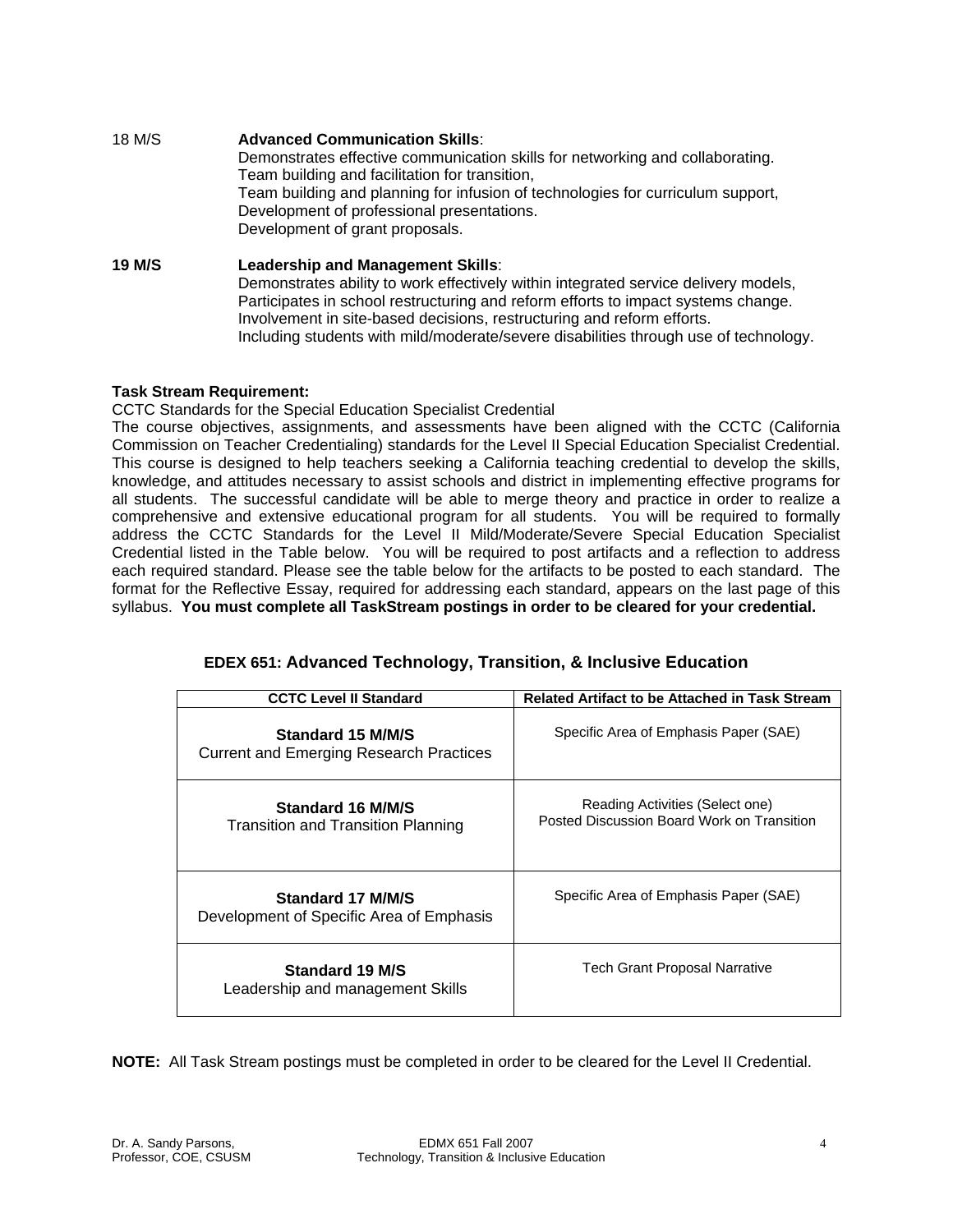18 M/S **Advanced Communication Skills**:
Demonstrates effective communication skills for networking and collaborating.
Team building and facilitation for transition,
Team building and planning for infusion of technologies for curriculum support,
Development of professional presentations.
Development of grant proposals.

**19 M/S** **Leadership and Management Skills**:
Demonstrates ability to work effectively within integrated service delivery models,
Participates in school restructuring and reform efforts to impact systems change.
Involvement in site-based decisions, restructuring and reform efforts.
Including students with mild/moderate/severe disabilities through use of technology.

**Task Stream Requirement:**

CCTC Standards for the Special Education Specialist Credential

The course objectives, assignments, and assessments have been aligned with the CCTC (California Commission on Teacher Credentialing) standards for the Level II Special Education Specialist Credential. This course is designed to help teachers seeking a California teaching credential to develop the skills, knowledge, and attitudes necessary to assist schools and district in implementing effective programs for all students. The successful candidate will be able to merge theory and practice in order to realize a comprehensive and extensive educational program for all students. You will be required to formally address the CCTC Standards for the Level II Mild/Moderate/Severe Special Education Specialist Credential listed in the Table below. You will be required to post artifacts and a reflection to address each required standard. Please see the table below for the artifacts to be posted to each standard. The format for the Reflective Essay, required for addressing each standard, appears on the last page of this syllabus. **You must complete all TaskStream postings in order to be cleared for your credential.**

**EDEX 651: Advanced Technology, Transition, & Inclusive Education**

| CCTC Level II Standard | Related Artifact to be Attached in Task Stream |
|---|---|
| **Standard 15 M/M/S** Current and Emerging Research Practices | Specific Area of Emphasis Paper (SAE) |
| **Standard 16 M/M/S** Transition and Transition Planning | Reading Activities (Select one) Posted Discussion Board Work on Transition |
| **Standard 17 M/M/S** Development of Specific Area of Emphasis | Specific Area of Emphasis Paper (SAE) |
| **Standard 19 M/S** Leadership and management Skills | Tech Grant Proposal Narrative |

**NOTE:** All Task Stream postings must be completed in order to be cleared for the Level II Credential.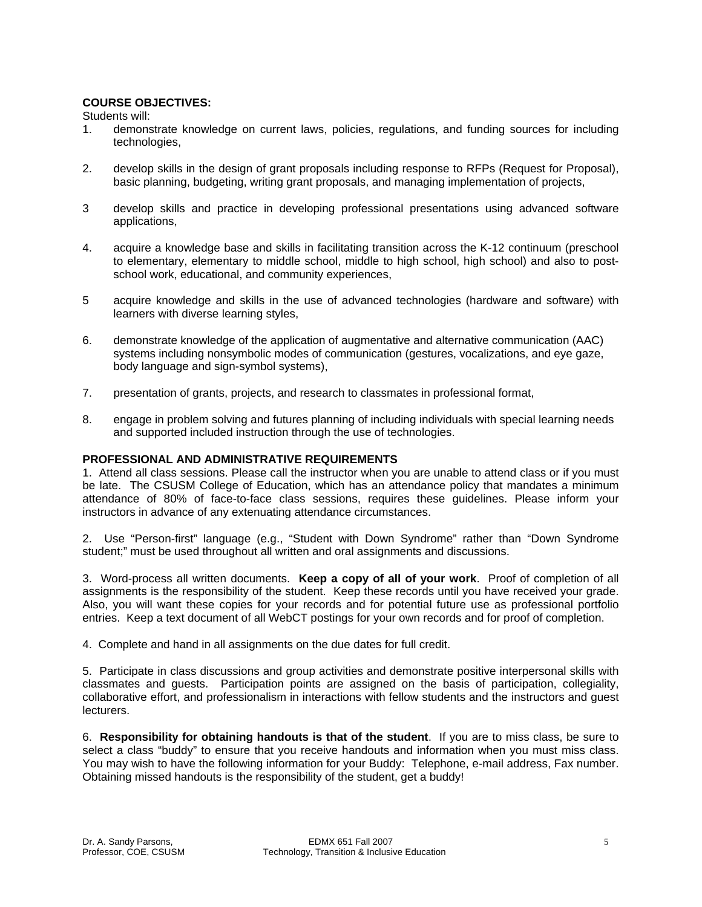**COURSE OBJECTIVES:**

Students will:

1. demonstrate knowledge on current laws, policies, regulations, and funding sources for including technologies,

2. develop skills in the design of grant proposals including response to RFPs (Request for Proposal), basic planning, budgeting, writing grant proposals, and managing implementation of projects,

3 develop skills and practice in developing professional presentations using advanced software applications,

4. acquire a knowledge base and skills in facilitating transition across the K-12 continuum (preschool to elementary, elementary to middle school, middle to high school, high school) and also to post-school work, educational, and community experiences,

5 acquire knowledge and skills in the use of advanced technologies (hardware and software) with learners with diverse learning styles,

6. demonstrate knowledge of the application of augmentative and alternative communication (AAC) systems including nonsymbolic modes of communication (gestures, vocalizations, and eye gaze, body language and sign-symbol systems),

7. presentation of grants, projects, and research to classmates in professional format,

8. engage in problem solving and futures planning of including individuals with special learning needs and supported included instruction through the use of technologies.

**PROFESSIONAL AND ADMINISTRATIVE REQUIREMENTS**

1. Attend all class sessions. Please call the instructor when you are unable to attend class or if you must be late. The CSUSM College of Education, which has an attendance policy that mandates a minimum attendance of 80% of face-to-face class sessions, requires these guidelines. Please inform your instructors in advance of any extenuating attendance circumstances.

2. Use "Person-first" language (e.g., "Student with Down Syndrome" rather than "Down Syndrome student;" must be used throughout all written and oral assignments and discussions.

3. Word-process all written documents. **Keep a copy of all of your work**. Proof of completion of all assignments is the responsibility of the student. Keep these records until you have received your grade. Also, you will want these copies for your records and for potential future use as professional portfolio entries. Keep a text document of all WebCT postings for your own records and for proof of completion.

4. Complete and hand in all assignments on the due dates for full credit.

5. Participate in class discussions and group activities and demonstrate positive interpersonal skills with classmates and guests. Participation points are assigned on the basis of participation, collegiality, collaborative effort, and professionalism in interactions with fellow students and the instructors and guest lecturers.

6. **Responsibility for obtaining handouts is that of the student**. If you are to miss class, be sure to select a class "buddy" to ensure that you receive handouts and information when you must miss class. You may wish to have the following information for your Buddy: Telephone, e-mail address, Fax number. Obtaining missed handouts is the responsibility of the student, get a buddy!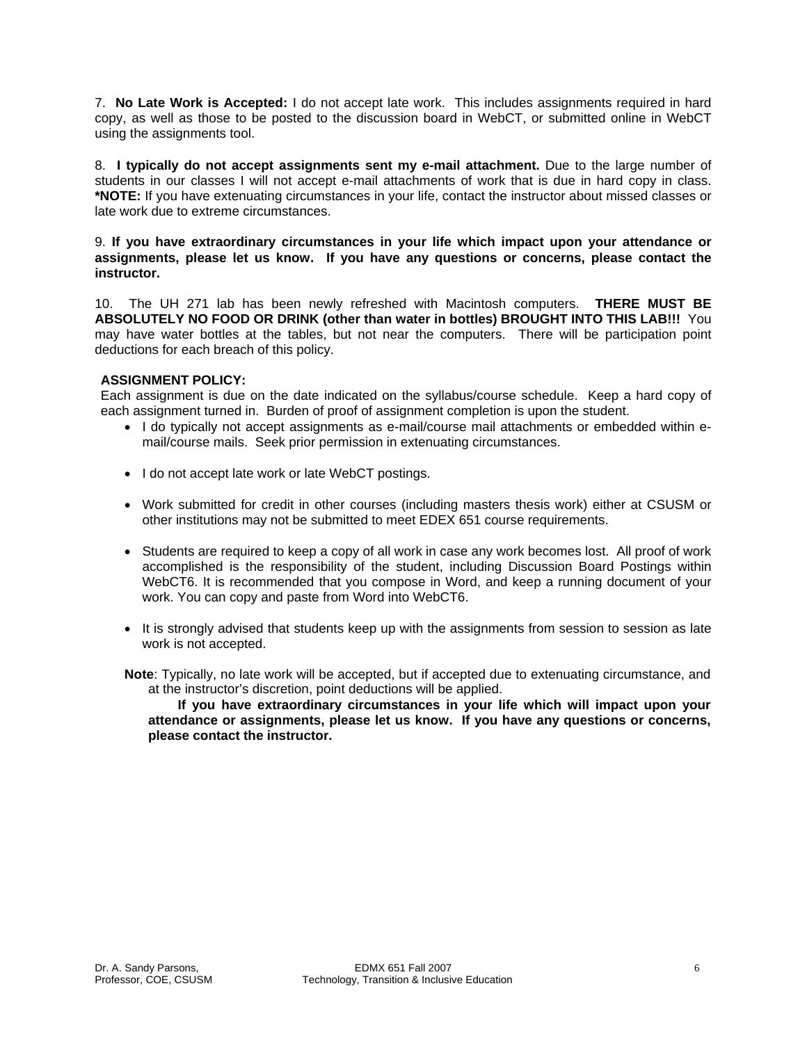7. **No Late Work is Accepted:** I do not accept late work. This includes assignments required in hard copy, as well as those to be posted to the discussion board in WebCT, or submitted online in WebCT using the assignments tool.

8. **I typically do not accept assignments sent my e-mail attachment.** Due to the large number of students in our classes I will not accept e-mail attachments of work that is due in hard copy in class. ***NOTE:** If you have extenuating circumstances in your life, contact the instructor about missed classes or late work due to extreme circumstances.

9. **If you have extraordinary circumstances in your life which impact upon your attendance or assignments, please let us know. If you have any questions or concerns, please contact the instructor.**

10. The UH 271 lab has been newly refreshed with Macintosh computers. **THERE MUST BE ABSOLUTELY NO FOOD OR DRINK (other than water in bottles) BROUGHT INTO THIS LAB!!!** You may have water bottles at the tables, but not near the computers. There will be participation point deductions for each breach of this policy.

**ASSIGNMENT POLICY:**

Each assignment is due on the date indicated on the syllabus/course schedule. Keep a hard copy of each assignment turned in. Burden of proof of assignment completion is upon the student.

- I do typically not accept assignments as e-mail/course mail attachments or embedded within e-mail/course mails. Seek prior permission in extenuating circumstances.
- I do not accept late work or late WebCT postings.
- Work submitted for credit in other courses (including masters thesis work) either at CSUSM or other institutions may not be submitted to meet EDEX 651 course requirements.
- Students are required to keep a copy of all work in case any work becomes lost. All proof of work accomplished is the responsibility of the student, including Discussion Board Postings within WebCT6. It is recommended that you compose in Word, and keep a running document of your work. You can copy and paste from Word into WebCT6.
- It is strongly advised that students keep up with the assignments from session to session as late work is not accepted.

**Note**: Typically, no late work will be accepted, but if accepted due to extenuating circumstance, and at the instructor's discretion, point deductions will be applied.

**If you have extraordinary circumstances in your life which will impact upon your attendance or assignments, please let us know. If you have any questions or concerns, please contact the instructor.**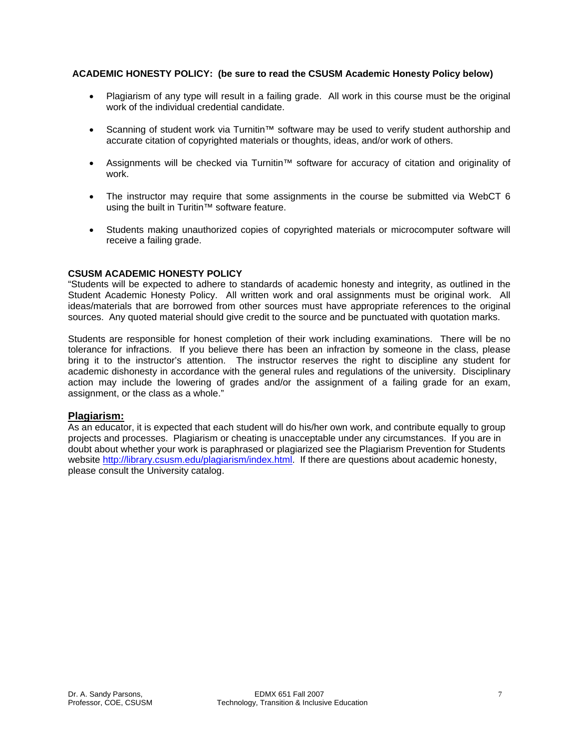**ACADEMIC HONESTY POLICY: (be sure to read the CSUSM Academic Honesty Policy below)**

- Plagiarism of any type will result in a failing grade. All work in this course must be the original work of the individual credential candidate.
- Scanning of student work via Turnitin™ software may be used to verify student authorship and accurate citation of copyrighted materials or thoughts, ideas, and/or work of others.
- Assignments will be checked via Turnitin™ software for accuracy of citation and originality of work.
- The instructor may require that some assignments in the course be submitted via WebCT 6 using the built in Turitin™ software feature.
- Students making unauthorized copies of copyrighted materials or microcomputer software will receive a failing grade.

**CSUSM ACADEMIC HONESTY POLICY**

"Students will be expected to adhere to standards of academic honesty and integrity, as outlined in the Student Academic Honesty Policy. All written work and oral assignments must be original work. All ideas/materials that are borrowed from other sources must have appropriate references to the original sources. Any quoted material should give credit to the source and be punctuated with quotation marks.

Students are responsible for honest completion of their work including examinations. There will be no tolerance for infractions. If you believe there has been an infraction by someone in the class, please bring it to the instructor's attention. The instructor reserves the right to discipline any student for academic dishonesty in accordance with the general rules and regulations of the university. Disciplinary action may include the lowering of grades and/or the assignment of a failing grade for an exam, assignment, or the class as a whole."

## Plagiarism:

As an educator, it is expected that each student will do his/her own work, and contribute equally to group projects and processes. Plagiarism or cheating is unacceptable under any circumstances. If you are in doubt about whether your work is paraphrased or plagiarized see the Plagiarism Prevention for Students website http://library.csusm.edu/plagiarism/index.html. If there are questions about academic honesty, please consult the University catalog.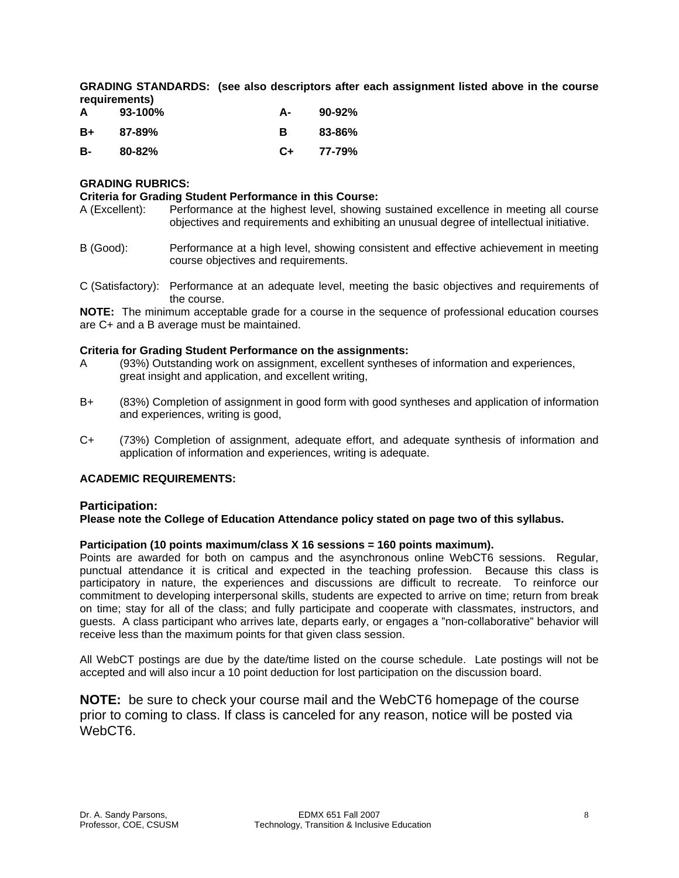**GRADING STANDARDS: (see also descriptors after each assignment listed above in the course requirements)**

| | | | |
|---|---|---|---|
| **A** | **93-100%** | **A-** | **90-92%** |
| **B+** | **87-89%** | **B** | **83-86%** |
| **B-** | **80-82%** | **C+** | **77-79%** |

**GRADING RUBRICS:**

**Criteria for Grading Student Performance in this Course:**

A (Excellent): Performance at the highest level, showing sustained excellence in meeting all course objectives and requirements and exhibiting an unusual degree of intellectual initiative.

B (Good): Performance at a high level, showing consistent and effective achievement in meeting course objectives and requirements.

C (Satisfactory): Performance at an adequate level, meeting the basic objectives and requirements of the course.

**NOTE:** The minimum acceptable grade for a course in the sequence of professional education courses are C+ and a B average must be maintained.

**Criteria for Grading Student Performance on the assignments:**

A (93%) Outstanding work on assignment, excellent syntheses of information and experiences, great insight and application, and excellent writing,

B+ (83%) Completion of assignment in good form with good syntheses and application of information and experiences, writing is good,

C+ (73%) Completion of assignment, adequate effort, and adequate synthesis of information and application of information and experiences, writing is adequate.

**ACADEMIC REQUIREMENTS:**

**Participation:**

**Please note the College of Education Attendance policy stated on page two of this syllabus.**

**Participation (10 points maximum/class X 16 sessions = 160 points maximum).**

Points are awarded for both on campus and the asynchronous online WebCT6 sessions. Regular, punctual attendance it is critical and expected in the teaching profession. Because this class is participatory in nature, the experiences and discussions are difficult to recreate. To reinforce our commitment to developing interpersonal skills, students are expected to arrive on time; return from break on time; stay for all of the class; and fully participate and cooperate with classmates, instructors, and guests. A class participant who arrives late, departs early, or engages a "non-collaborative" behavior will receive less than the maximum points for that given class session.

All WebCT postings are due by the date/time listed on the course schedule. Late postings will not be accepted and will also incur a 10 point deduction for lost participation on the discussion board.

**NOTE:** be sure to check your course mail and the WebCT6 homepage of the course prior to coming to class. If class is canceled for any reason, notice will be posted via WebCT6.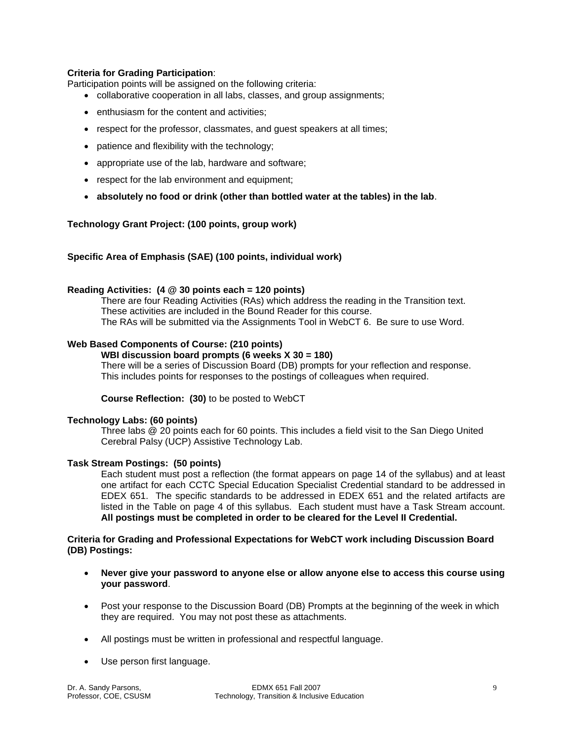**Criteria for Grading Participation**:

Participation points will be assigned on the following criteria:

- collaborative cooperation in all labs, classes, and group assignments;
- enthusiasm for the content and activities;
- respect for the professor, classmates, and guest speakers at all times;
- patience and flexibility with the technology;
- appropriate use of the lab, hardware and software;
- respect for the lab environment and equipment;
- **absolutely no food or drink (other than bottled water at the tables) in the lab**.

**Technology Grant Project: (100 points, group work)**

**Specific Area of Emphasis (SAE) (100 points, individual work)**

**Reading Activities: (4 @ 30 points each = 120 points)**

There are four Reading Activities (RAs) which address the reading in the Transition text. These activities are included in the Bound Reader for this course. The RAs will be submitted via the Assignments Tool in WebCT 6. Be sure to use Word.

**Web Based Components of Course: (210 points)**

**WBI discussion board prompts (6 weeks X 30 = 180)**

There will be a series of Discussion Board (DB) prompts for your reflection and response. This includes points for responses to the postings of colleagues when required.

**Course Reflection: (30)** to be posted to WebCT

**Technology Labs: (60 points)**

Three labs @ 20 points each for 60 points. This includes a field visit to the San Diego United Cerebral Palsy (UCP) Assistive Technology Lab.

**Task Stream Postings: (50 points)**

Each student must post a reflection (the format appears on page 14 of the syllabus) and at least one artifact for each CCTC Special Education Specialist Credential standard to be addressed in EDEX 651. The specific standards to be addressed in EDEX 651 and the related artifacts are listed in the Table on page 4 of this syllabus. Each student must have a Task Stream account. **All postings must be completed in order to be cleared for the Level II Credential.**

**Criteria for Grading and Professional Expectations for WebCT work including Discussion Board (DB) Postings:**

- **Never give your password to anyone else or allow anyone else to access this course using your password**.
- Post your response to the Discussion Board (DB) Prompts at the beginning of the week in which they are required. You may not post these as attachments.
- All postings must be written in professional and respectful language.
- Use person first language.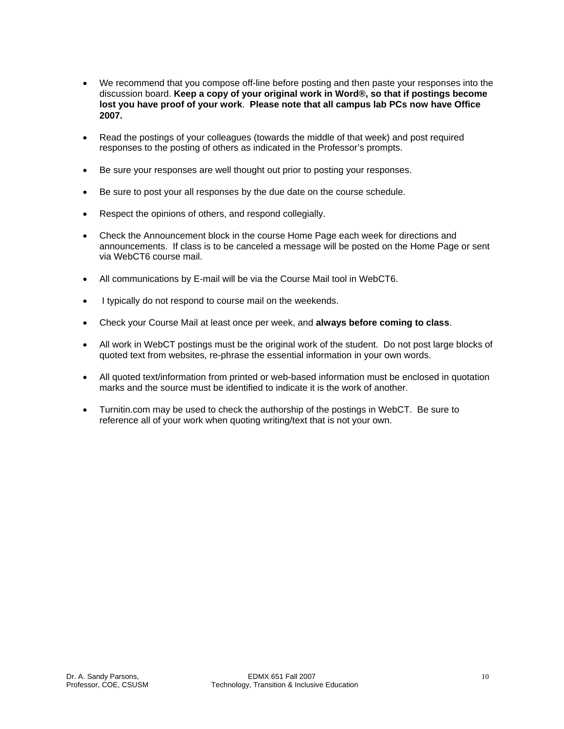- We recommend that you compose off-line before posting and then paste your responses into the discussion board. **Keep a copy of your original work in Word®, so that if postings become lost you have proof of your work**. **Please note that all campus lab PCs now have Office 2007.**

- Read the postings of your colleagues (towards the middle of that week) and post required responses to the posting of others as indicated in the Professor's prompts.

- Be sure your responses are well thought out prior to posting your responses.

- Be sure to post your all responses by the due date on the course schedule.

- Respect the opinions of others, and respond collegially.

- Check the Announcement block in the course Home Page each week for directions and announcements. If class is to be canceled a message will be posted on the Home Page or sent via WebCT6 course mail.

- All communications by E-mail will be via the Course Mail tool in WebCT6.

- I typically do not respond to course mail on the weekends.

- Check your Course Mail at least once per week, and **always before coming to class**.

- All work in WebCT postings must be the original work of the student. Do not post large blocks of quoted text from websites, re-phrase the essential information in your own words.

- All quoted text/information from printed or web-based information must be enclosed in quotation marks and the source must be identified to indicate it is the work of another.

- Turnitin.com may be used to check the authorship of the postings in WebCT. Be sure to reference all of your work when quoting writing/text that is not your own.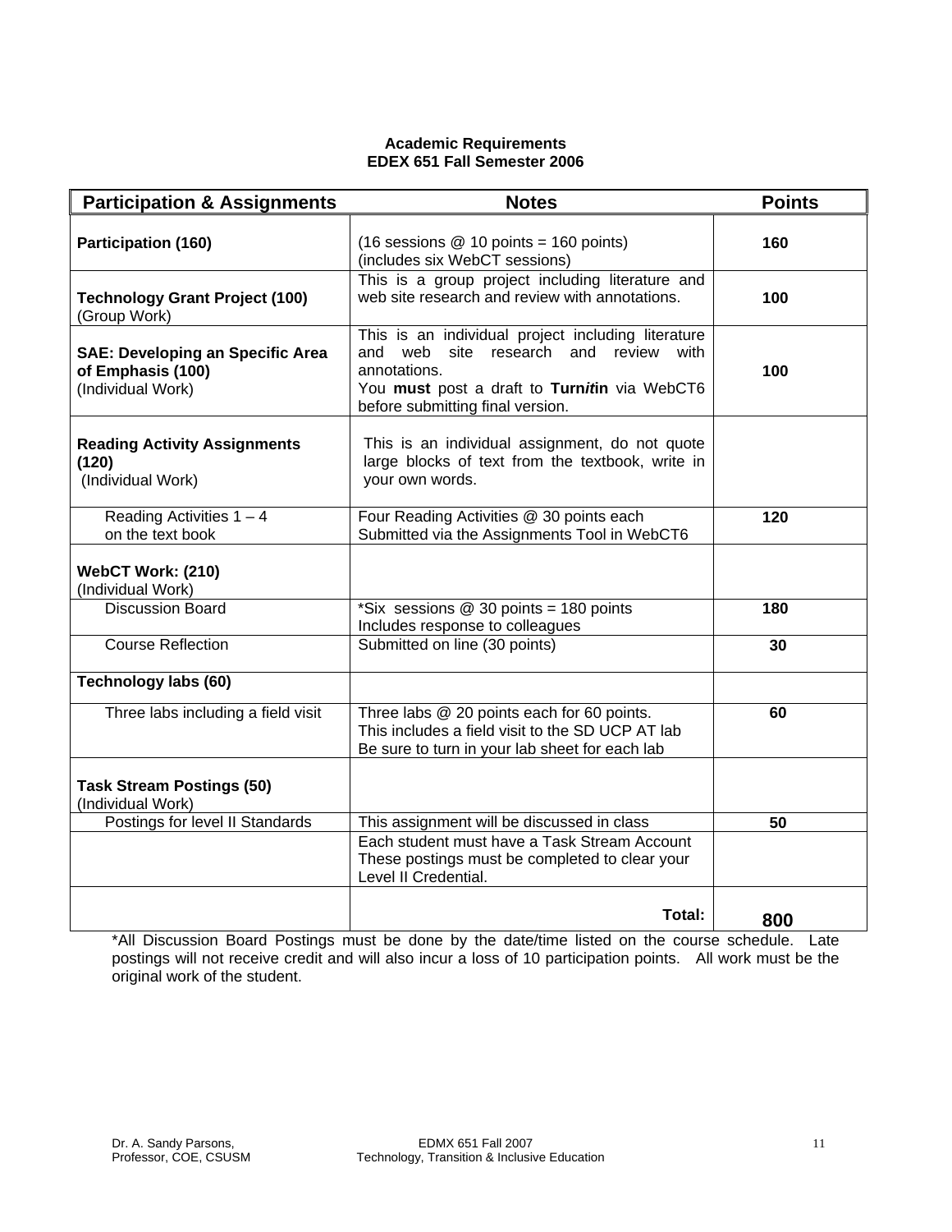**Academic Requirements**
**EDEX 651 Fall Semester 2006**

| Participation & Assignments | Notes | Points |
|---|---|---|
| **Participation (160)** | (16 sessions @ 10 points = 160 points) (includes six WebCT sessions) | **160** |
| **Technology Grant Project (100)** (Group Work) | This is a group project including literature and web site research and review with annotations. | **100** |
| **SAE: Developing an Specific Area of Emphasis (100)** (Individual Work) | This is an individual project including literature and web site research and review with annotations. You **must** post a draft to **Turn*it*in** via WebCT6 before submitting final version. | **100** |
| **Reading Activity Assignments (120)** (Individual Work) | This is an individual assignment, do not quote large blocks of text from the textbook, write in your own words. | |
| Reading Activities 1 – 4 on the text book | Four Reading Activities @ 30 points each Submitted via the Assignments Tool in WebCT6 | **120** |
| **WebCT Work: (210)** (Individual Work) | | |
| Discussion Board | *Six sessions @ 30 points = 180 points Includes response to colleagues | **180** |
| Course Reflection | Submitted on line (30 points) | **30** |
| **Technology labs (60)** | | |
| Three labs including a field visit | Three labs @ 20 points each for 60 points. This includes a field visit to the SD UCP AT lab Be sure to turn in your lab sheet for each lab | **60** |
| **Task Stream Postings (50)** (Individual Work) | | |
| Postings for level II Standards | This assignment will be discussed in class | **50** |
| | Each student must have a Task Stream Account These postings must be completed to clear your Level II Credential. | |
| | **Total:** | **800** |

*All Discussion Board Postings must be done by the date/time listed on the course schedule. Late postings will not receive credit and will also incur a loss of 10 participation points. All work must be the original work of the student.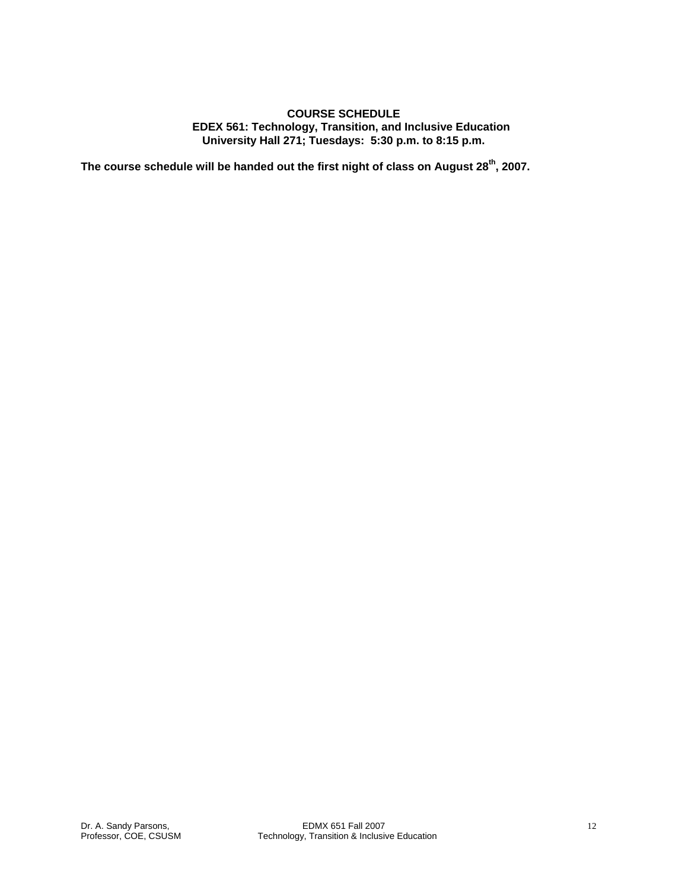**COURSE SCHEDULE**
**EDEX 561: Technology, Transition, and Inclusive Education**
**University Hall 271; Tuesdays: 5:30 p.m. to 8:15 p.m.**

**The course schedule will be handed out the first night of class on August 28th, 2007.**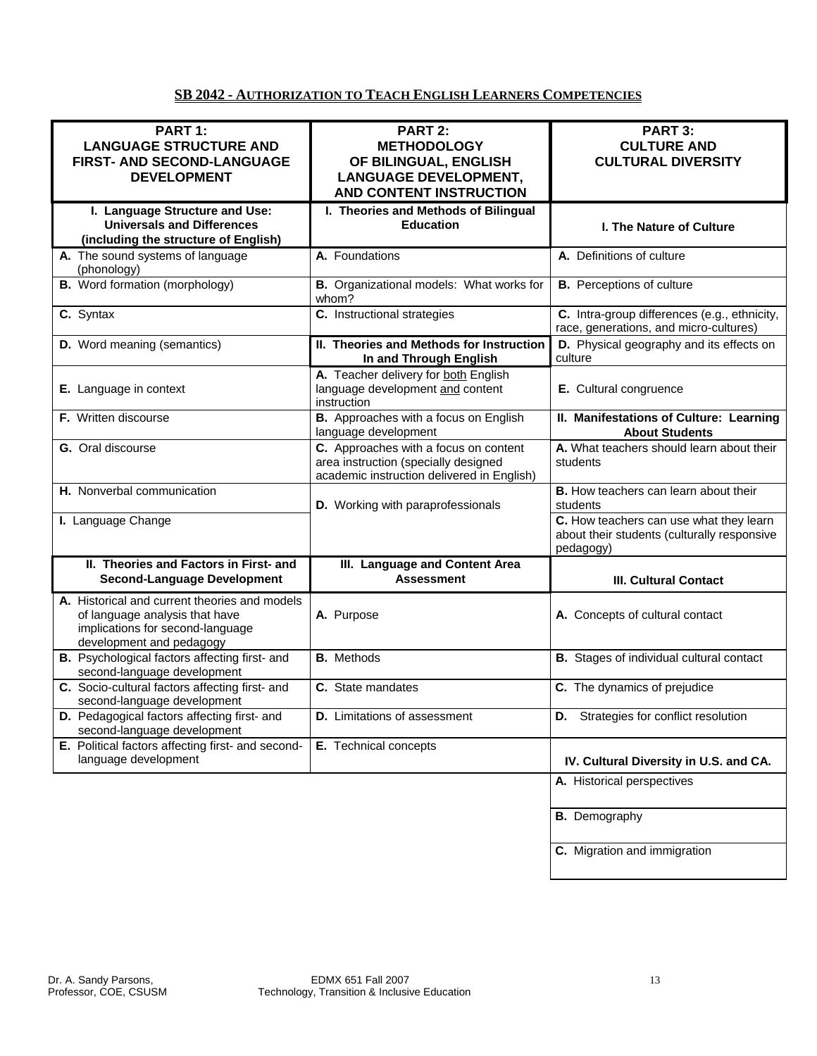## SB 2042 - AUTHORIZATION TO TEACH ENGLISH LEARNERS COMPETENCIES

| PART 1: LANGUAGE STRUCTURE AND FIRST- AND SECOND-LANGUAGE DEVELOPMENT | PART 2: METHODOLOGY OF BILINGUAL, ENGLISH LANGUAGE DEVELOPMENT, AND CONTENT INSTRUCTION | PART 3: CULTURE AND CULTURAL DIVERSITY |
|---|---|---|
| **I. Language Structure and Use: Universals and Differences (including the structure of English)** | **I. Theories and Methods of Bilingual Education** | **I. The Nature of Culture** |
| **A.** The sound systems of language (phonology) | **A.** Foundations | **A.** Definitions of culture |
| **B.** Word formation (morphology) | **B.** Organizational models: What works for whom? | **B.** Perceptions of culture |
| **C.** Syntax | **C.** Instructional strategies | **C.** Intra-group differences (e.g., ethnicity, race, generations, and micro-cultures) |
| **D.** Word meaning (semantics) | **II. Theories and Methods for Instruction In and Through English** | **D.** Physical geography and its effects on culture |
| **E.** Language in context | **A.** Teacher delivery for both English language development and content instruction | **E.** Cultural congruence |
| **F.** Written discourse | **B.** Approaches with a focus on English language development | **II. Manifestations of Culture: Learning About Students** |
| **G.** Oral discourse | **C.** Approaches with a focus on content area instruction (specially designed academic instruction delivered in English) | **A.** What teachers should learn about their students |
| **H.** Nonverbal communication | **D.** Working with paraprofessionals | **B.** How teachers can learn about their students |
| **I.** Language Change | | **C.** How teachers can use what they learn about their students (culturally responsive pedagogy) |
| **II. Theories and Factors in First- and Second-Language Development** | **III. Language and Content Area Assessment** | **III. Cultural Contact** |
| **A.** Historical and current theories and models of language analysis that have implications for second-language development and pedagogy | **A.** Purpose | **A.** Concepts of cultural contact |
| **B.** Psychological factors affecting first- and second-language development | **B.** Methods | **B.** Stages of individual cultural contact |
| **C.** Socio-cultural factors affecting first- and second-language development | **C.** State mandates | **C.** The dynamics of prejudice |
| **D.** Pedagogical factors affecting first- and second-language development | **D.** Limitations of assessment | **D.** Strategies for conflict resolution |
| **E.** Political factors affecting first- and second-language development | **E.** Technical concepts | **IV. Cultural Diversity in U.S. and CA.** |
| | | **A.** Historical perspectives |
| | | **B.** Demography |
| | | **C.** Migration and immigration |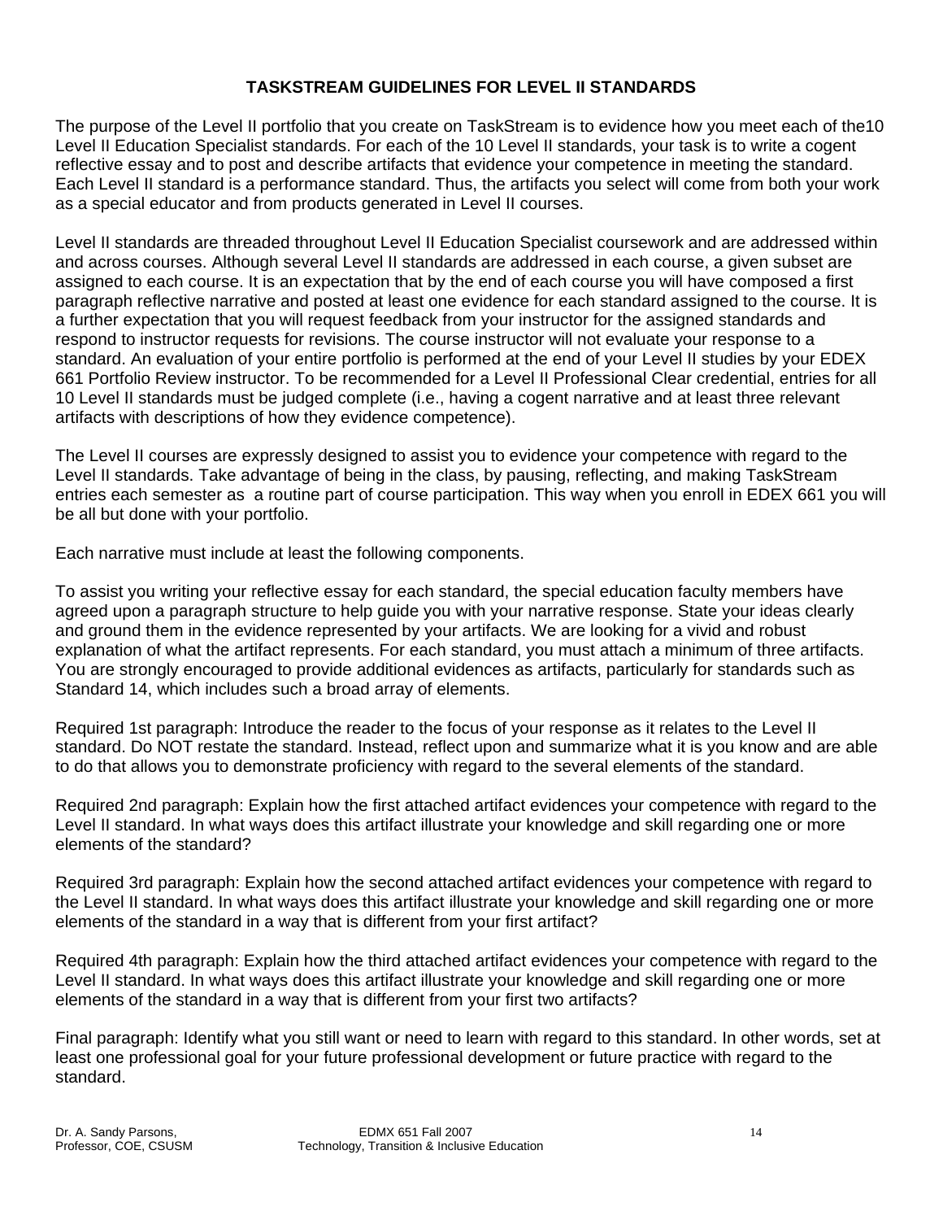# TASKSTREAM GUIDELINES FOR LEVEL II STANDARDS

The purpose of the Level II portfolio that you create on TaskStream is to evidence how you meet each of the10 Level II Education Specialist standards. For each of the 10 Level II standards, your task is to write a cogent reflective essay and to post and describe artifacts that evidence your competence in meeting the standard. Each Level II standard is a performance standard. Thus, the artifacts you select will come from both your work as a special educator and from products generated in Level II courses.

Level II standards are threaded throughout Level II Education Specialist coursework and are addressed within and across courses. Although several Level II standards are addressed in each course, a given subset are assigned to each course. It is an expectation that by the end of each course you will have composed a first paragraph reflective narrative and posted at least one evidence for each standard assigned to the course. It is a further expectation that you will request feedback from your instructor for the assigned standards and respond to instructor requests for revisions. The course instructor will not evaluate your response to a standard. An evaluation of your entire portfolio is performed at the end of your Level II studies by your EDEX 661 Portfolio Review instructor. To be recommended for a Level II Professional Clear credential, entries for all 10 Level II standards must be judged complete (i.e., having a cogent narrative and at least three relevant artifacts with descriptions of how they evidence competence).

The Level II courses are expressly designed to assist you to evidence your competence with regard to the Level II standards. Take advantage of being in the class, by pausing, reflecting, and making TaskStream entries each semester as a routine part of course participation. This way when you enroll in EDEX 661 you will be all but done with your portfolio.

Each narrative must include at least the following components.

To assist you writing your reflective essay for each standard, the special education faculty members have agreed upon a paragraph structure to help guide you with your narrative response. State your ideas clearly and ground them in the evidence represented by your artifacts. We are looking for a vivid and robust explanation of what the artifact represents. For each standard, you must attach a minimum of three artifacts. You are strongly encouraged to provide additional evidences as artifacts, particularly for standards such as Standard 14, which includes such a broad array of elements.

Required 1st paragraph: Introduce the reader to the focus of your response as it relates to the Level II standard. Do NOT restate the standard. Instead, reflect upon and summarize what it is you know and are able to do that allows you to demonstrate proficiency with regard to the several elements of the standard.

Required 2nd paragraph: Explain how the first attached artifact evidences your competence with regard to the Level II standard. In what ways does this artifact illustrate your knowledge and skill regarding one or more elements of the standard?

Required 3rd paragraph: Explain how the second attached artifact evidences your competence with regard to the Level II standard. In what ways does this artifact illustrate your knowledge and skill regarding one or more elements of the standard in a way that is different from your first artifact?

Required 4th paragraph: Explain how the third attached artifact evidences your competence with regard to the Level II standard. In what ways does this artifact illustrate your knowledge and skill regarding one or more elements of the standard in a way that is different from your first two artifacts?

Final paragraph: Identify what you still want or need to learn with regard to this standard. In other words, set at least one professional goal for your future professional development or future practice with regard to the standard.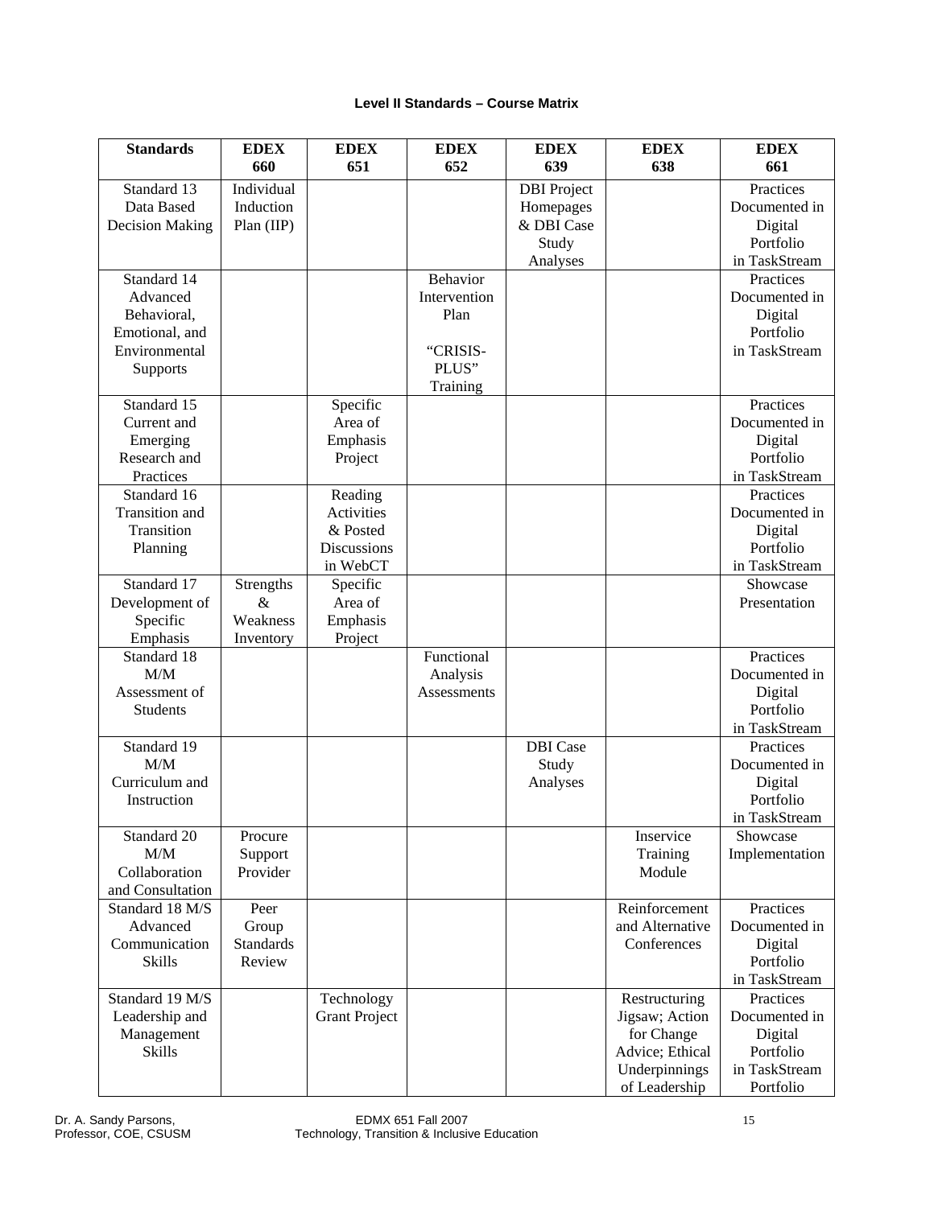### Level II Standards – Course Matrix

| Standards | EDEX 660 | EDEX 651 | EDEX 652 | EDEX 639 | EDEX 638 | EDEX 661 |
|---|---|---|---|---|---|---|
| Standard 13 Data Based Decision Making | Individual Induction Plan (IIP) | | | DBI Project Homepages & DBI Case Study Analyses | | Practices Documented in Digital Portfolio in TaskStream |
| Standard 14 Advanced Behavioral, Emotional, and Environmental Supports | | | Behavior Intervention Plan "CRISIS-PLUS" Training | | | Practices Documented in Digital Portfolio in TaskStream |
| Standard 15 Current and Emerging Research and Practices | | Specific Area of Emphasis Project | | | | Practices Documented in Digital Portfolio in TaskStream |
| Standard 16 Transition and Transition Planning | | Reading Activities & Posted Discussions in WebCT | | | | Practices Documented in Digital Portfolio in TaskStream |
| Standard 17 Development of Specific Emphasis | Strengths & Weakness Inventory | Specific Area of Emphasis Project | | | | Showcase Presentation |
| Standard 18 M/M Assessment of Students | | | Functional Analysis Assessments | | | Practices Documented in Digital Portfolio in TaskStream |
| Standard 19 M/M Curriculum and Instruction | | | | DBI Case Study Analyses | | Practices Documented in Digital Portfolio in TaskStream |
| Standard 20 M/M Collaboration and Consultation | Procure Support Provider | | | | Inservice Training Module | Showcase Implementation |
| Standard 18 M/S Advanced Communication Skills | Peer Group Standards Review | | | | Reinforcement and Alternative Conferences | Practices Documented in Digital Portfolio in TaskStream |
| Standard 19 M/S Leadership and Management Skills | | Technology Grant Project | | | Restructuring Jigsaw; Action for Change Advice; Ethical Underpinnings of Leadership | Practices Documented in Digital Portfolio in TaskStream Portfolio |

Dr. A. Sandy Parsons, Professor, COE, CSUSM

EDMX 651 Fall 2007
Technology, Transition & Inclusive Education